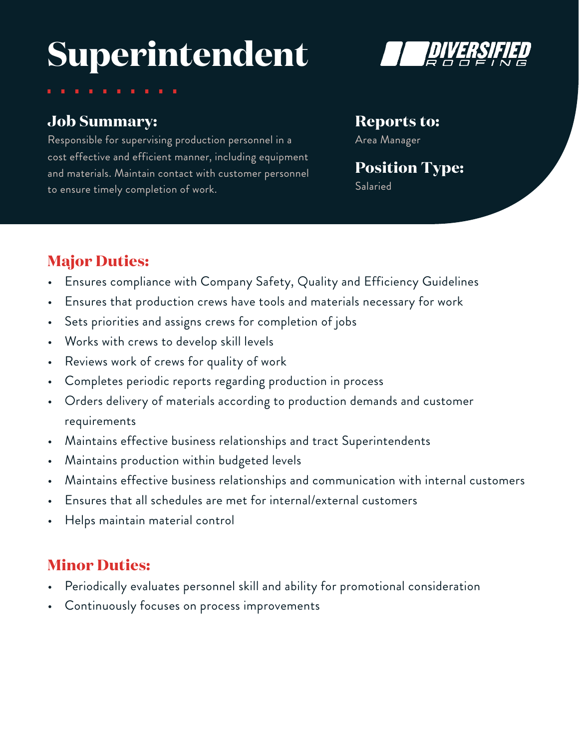# Superintendent

DIVERSIFIED ROOFING

## Job Summary:

Responsible for supervising production personnel in a cost effective and efficient manner, including equipment and materials. Maintain contact with customer personnel to ensure timely completion of work.

## Reports to:

Area Manager

## Position Type:

Salaried

## Major Duties:

- Ensures compliance with Company Safety, Quality and Efficiency Guidelines
- Ensures that production crews have tools and materials necessary for work
- Sets priorities and assigns crews for completion of jobs
- Works with crews to develop skill levels
- Reviews work of crews for quality of work
- Completes periodic reports regarding production in process
- Orders delivery of materials according to production demands and customer requirements
- Maintains effective business relationships and tract Superintendents
- Maintains production within budgeted levels
- Maintains effective business relationships and communication with internal customers
- Ensures that all schedules are met for internal/external customers
- Helps maintain material control

## Minor Duties:

- Periodically evaluates personnel skill and ability for promotional consideration
- Continuously focuses on process improvements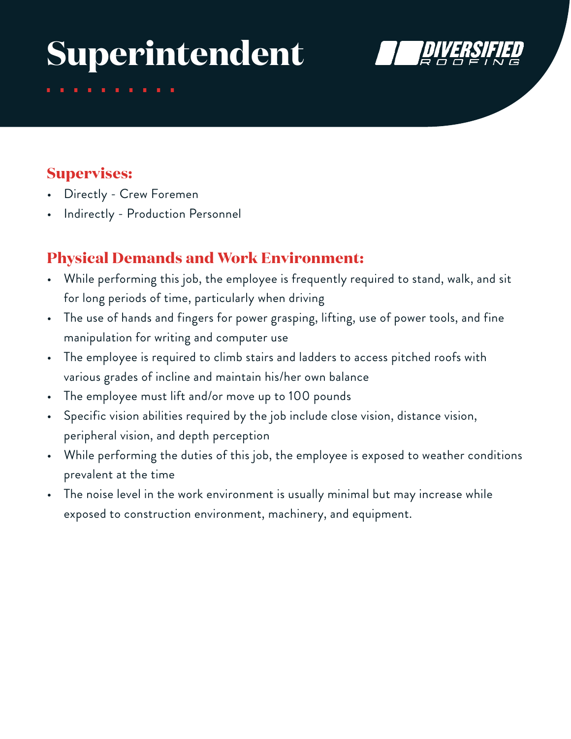# Superintendent

## Supervises:

- Directly - Crew Foremen
- Indirectly - Production Personnel

## Physical Demands and Work Environment:

- While performing this job, the employee is frequently required to stand, walk, and sit for long periods of time, particularly when driving
- The use of hands and fingers for power grasping, lifting, use of power tools, and fine manipulation for writing and computer use
- The employee is required to climb stairs and ladders to access pitched roofs with various grades of incline and maintain his/her own balance
- The employee must lift and/or move up to 100 pounds
- Specific vision abilities required by the job include close vision, distance vision, peripheral vision, and depth perception
- While performing the duties of this job, the employee is exposed to weather conditions prevalent at the time
- The noise level in the work environment is usually minimal but may increase while exposed to construction environment, machinery, and equipment.